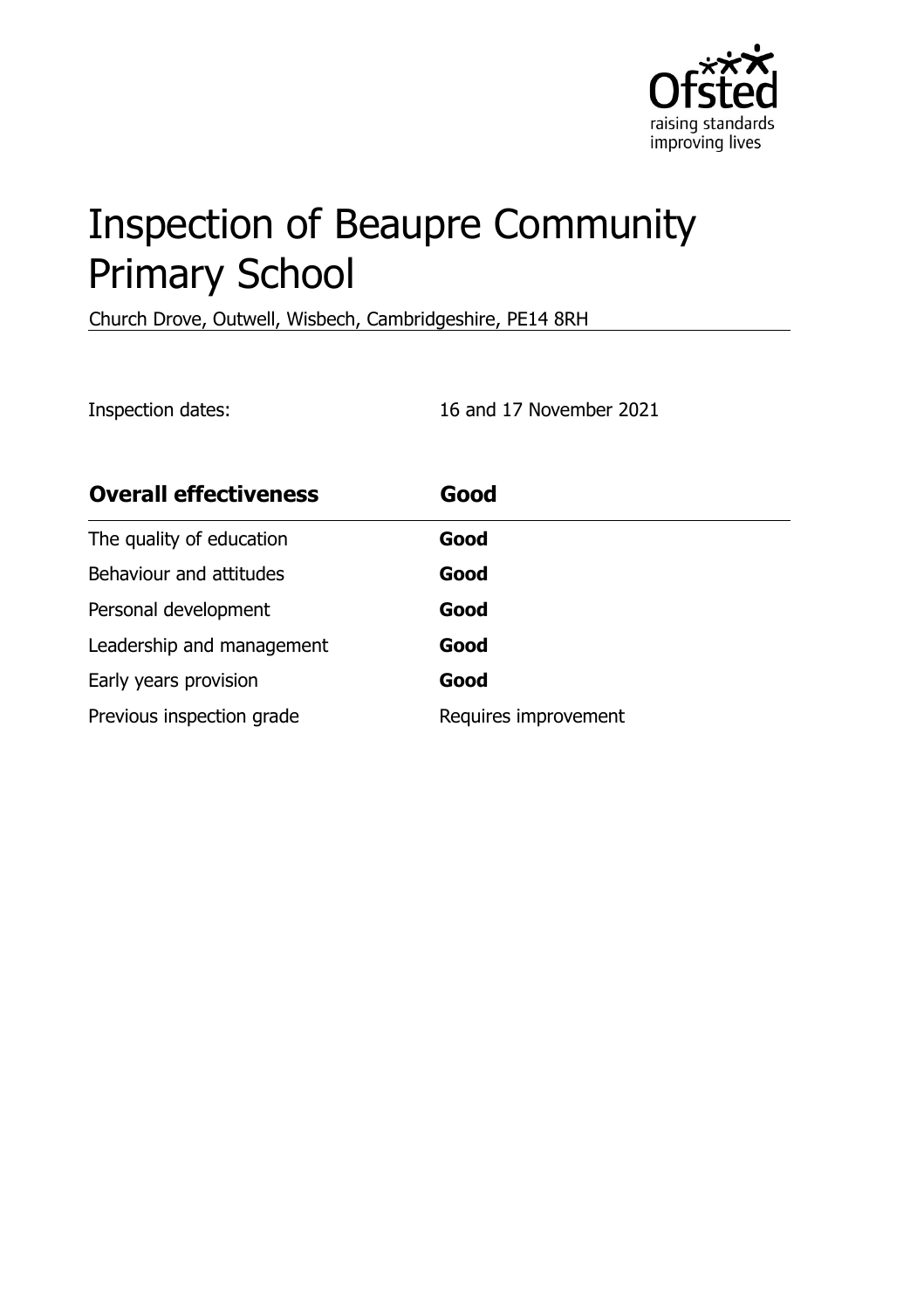# Inspection of Beaupre Community Primary School

Church Drove, Outwell, Wisbech, Cambridgeshire, PE14 8RH

Inspection dates: 16 and 17 November 2021

| **Overall effectiveness** | **Good** |
| --- | --- |
| The quality of education | **Good** |
| Behaviour and attitudes | **Good** |
| Personal development | **Good** |
| Leadership and management | **Good** |
| Early years provision | **Good** |
| Previous inspection grade | Requires improvement |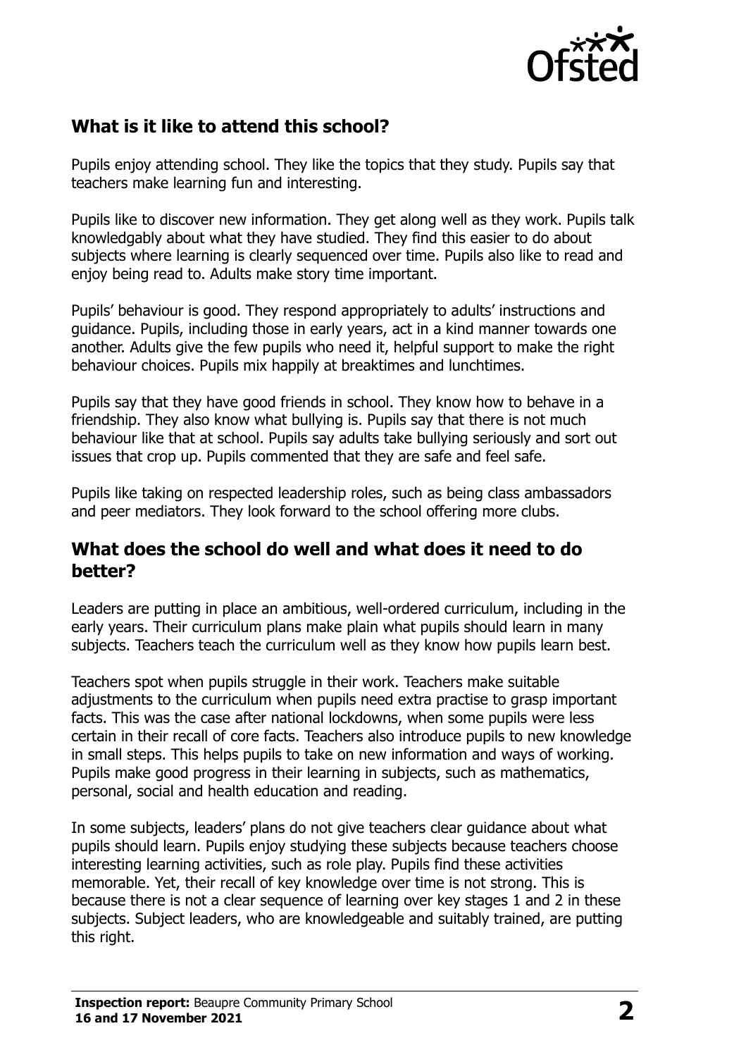## What is it like to attend this school?

Pupils enjoy attending school. They like the topics that they study. Pupils say that teachers make learning fun and interesting.

Pupils like to discover new information. They get along well as they work. Pupils talk knowledgably about what they have studied. They find this easier to do about subjects where learning is clearly sequenced over time. Pupils also like to read and enjoy being read to. Adults make story time important.

Pupils' behaviour is good. They respond appropriately to adults' instructions and guidance. Pupils, including those in early years, act in a kind manner towards one another. Adults give the few pupils who need it, helpful support to make the right behaviour choices. Pupils mix happily at breaktimes and lunchtimes.

Pupils say that they have good friends in school. They know how to behave in a friendship. They also know what bullying is. Pupils say that there is not much behaviour like that at school. Pupils say adults take bullying seriously and sort out issues that crop up. Pupils commented that they are safe and feel safe.

Pupils like taking on respected leadership roles, such as being class ambassadors and peer mediators. They look forward to the school offering more clubs.

## What does the school do well and what does it need to do better?

Leaders are putting in place an ambitious, well-ordered curriculum, including in the early years. Their curriculum plans make plain what pupils should learn in many subjects. Teachers teach the curriculum well as they know how pupils learn best.

Teachers spot when pupils struggle in their work. Teachers make suitable adjustments to the curriculum when pupils need extra practise to grasp important facts. This was the case after national lockdowns, when some pupils were less certain in their recall of core facts. Teachers also introduce pupils to new knowledge in small steps. This helps pupils to take on new information and ways of working. Pupils make good progress in their learning in subjects, such as mathematics, personal, social and health education and reading.

In some subjects, leaders' plans do not give teachers clear guidance about what pupils should learn. Pupils enjoy studying these subjects because teachers choose interesting learning activities, such as role play. Pupils find these activities memorable. Yet, their recall of key knowledge over time is not strong. This is because there is not a clear sequence of learning over key stages 1 and 2 in these subjects. Subject leaders, who are knowledgeable and suitably trained, are putting this right.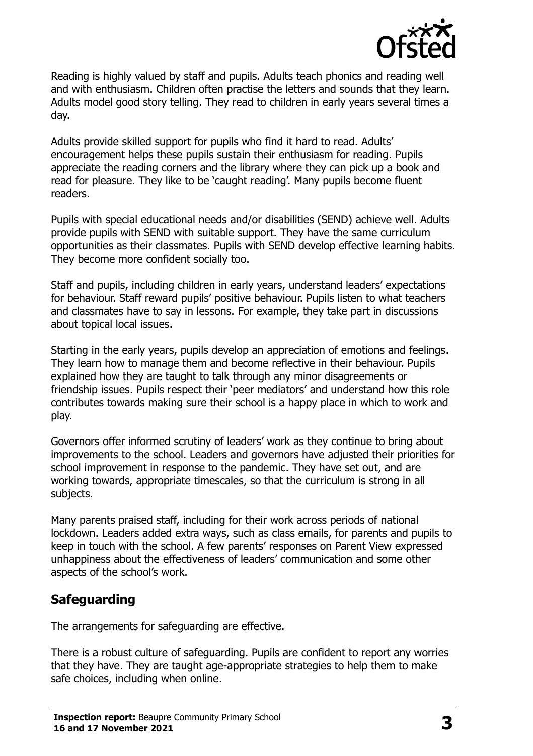Reading is highly valued by staff and pupils. Adults teach phonics and reading well and with enthusiasm. Children often practise the letters and sounds that they learn. Adults model good story telling. They read to children in early years several times a day.

Adults provide skilled support for pupils who find it hard to read. Adults' encouragement helps these pupils sustain their enthusiasm for reading. Pupils appreciate the reading corners and the library where they can pick up a book and read for pleasure. They like to be 'caught reading'. Many pupils become fluent readers.

Pupils with special educational needs and/or disabilities (SEND) achieve well. Adults provide pupils with SEND with suitable support. They have the same curriculum opportunities as their classmates. Pupils with SEND develop effective learning habits. They become more confident socially too.

Staff and pupils, including children in early years, understand leaders' expectations for behaviour. Staff reward pupils' positive behaviour. Pupils listen to what teachers and classmates have to say in lessons. For example, they take part in discussions about topical local issues.

Starting in the early years, pupils develop an appreciation of emotions and feelings. They learn how to manage them and become reflective in their behaviour. Pupils explained how they are taught to talk through any minor disagreements or friendship issues. Pupils respect their 'peer mediators' and understand how this role contributes towards making sure their school is a happy place in which to work and play.

Governors offer informed scrutiny of leaders' work as they continue to bring about improvements to the school. Leaders and governors have adjusted their priorities for school improvement in response to the pandemic. They have set out, and are working towards, appropriate timescales, so that the curriculum is strong in all subjects.

Many parents praised staff, including for their work across periods of national lockdown. Leaders added extra ways, such as class emails, for parents and pupils to keep in touch with the school. A few parents' responses on Parent View expressed unhappiness about the effectiveness of leaders' communication and some other aspects of the school's work.

## Safeguarding

The arrangements for safeguarding are effective.

There is a robust culture of safeguarding. Pupils are confident to report any worries that they have. They are taught age-appropriate strategies to help them to make safe choices, including when online.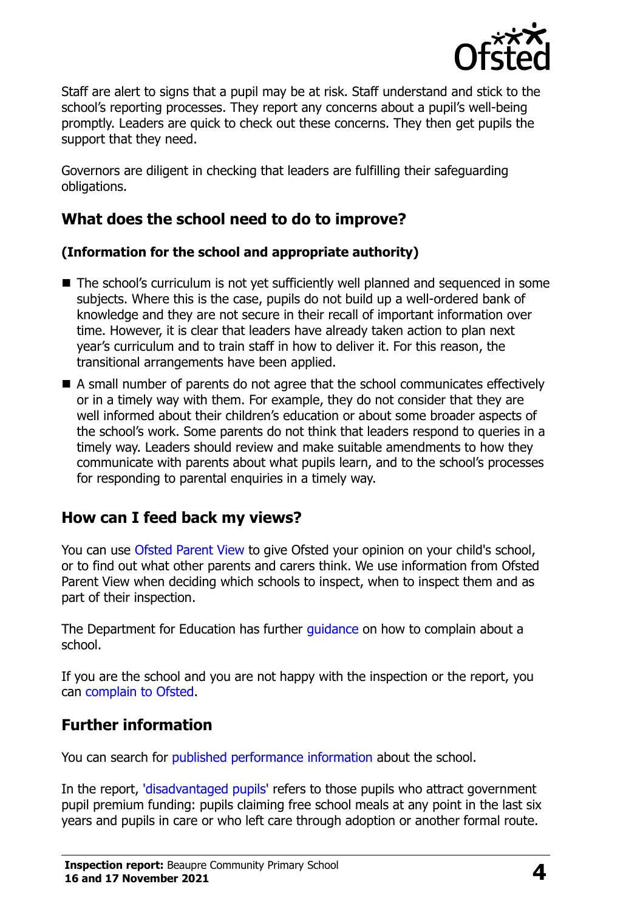Staff are alert to signs that a pupil may be at risk. Staff understand and stick to the school's reporting processes. They report any concerns about a pupil's well-being promptly. Leaders are quick to check out these concerns. They then get pupils the support that they need.

Governors are diligent in checking that leaders are fulfilling their safeguarding obligations.

## What does the school need to do to improve?

**(Information for the school and appropriate authority)**

- The school's curriculum is not yet sufficiently well planned and sequenced in some subjects. Where this is the case, pupils do not build up a well-ordered bank of knowledge and they are not secure in their recall of important information over time. However, it is clear that leaders have already taken action to plan next year's curriculum and to train staff in how to deliver it. For this reason, the transitional arrangements have been applied.
- A small number of parents do not agree that the school communicates effectively or in a timely way with them. For example, they do not consider that they are well informed about their children's education or about some broader aspects of the school's work. Some parents do not think that leaders respond to queries in a timely way. Leaders should review and make suitable amendments to how they communicate with parents about what pupils learn, and to the school's processes for responding to parental enquiries in a timely way.

## How can I feed back my views?

You can use Ofsted Parent View to give Ofsted your opinion on your child's school, or to find out what other parents and carers think. We use information from Ofsted Parent View when deciding which schools to inspect, when to inspect them and as part of their inspection.

The Department for Education has further guidance on how to complain about a school.

If you are the school and you are not happy with the inspection or the report, you can complain to Ofsted.

## Further information

You can search for published performance information about the school.

In the report, 'disadvantaged pupils' refers to those pupils who attract government pupil premium funding: pupils claiming free school meals at any point in the last six years and pupils in care or who left care through adoption or another formal route.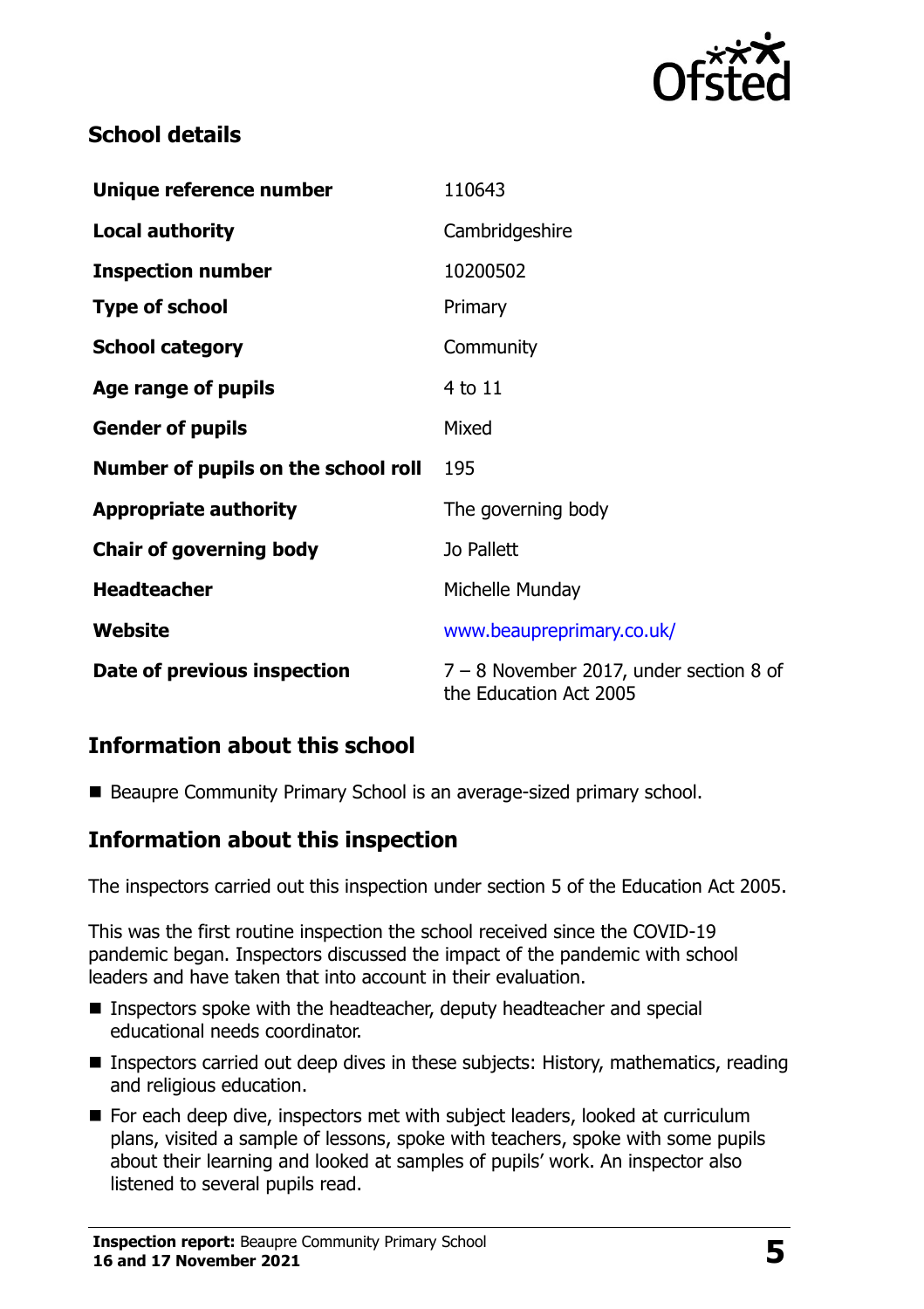## School details

| Unique reference number | 110643 |
| --- | --- |
| Local authority | Cambridgeshire |
| Inspection number | 10200502 |
| Type of school | Primary |
| School category | Community |
| Age range of pupils | 4 to 11 |
| Gender of pupils | Mixed |
| Number of pupils on the school roll | 195 |
| Appropriate authority | The governing body |
| Chair of governing body | Jo Pallett |
| Headteacher | Michelle Munday |
| Website | www.beaupreprimary.co.uk/ |
| Date of previous inspection | 7 – 8 November 2017, under section 8 of the Education Act 2005 |

## Information about this school

- Beaupre Community Primary School is an average-sized primary school.

## Information about this inspection

The inspectors carried out this inspection under section 5 of the Education Act 2005.

This was the first routine inspection the school received since the COVID-19 pandemic began. Inspectors discussed the impact of the pandemic with school leaders and have taken that into account in their evaluation.

- Inspectors spoke with the headteacher, deputy headteacher and special educational needs coordinator.
- Inspectors carried out deep dives in these subjects: History, mathematics, reading and religious education.
- For each deep dive, inspectors met with subject leaders, looked at curriculum plans, visited a sample of lessons, spoke with teachers, spoke with some pupils about their learning and looked at samples of pupils' work. An inspector also listened to several pupils read.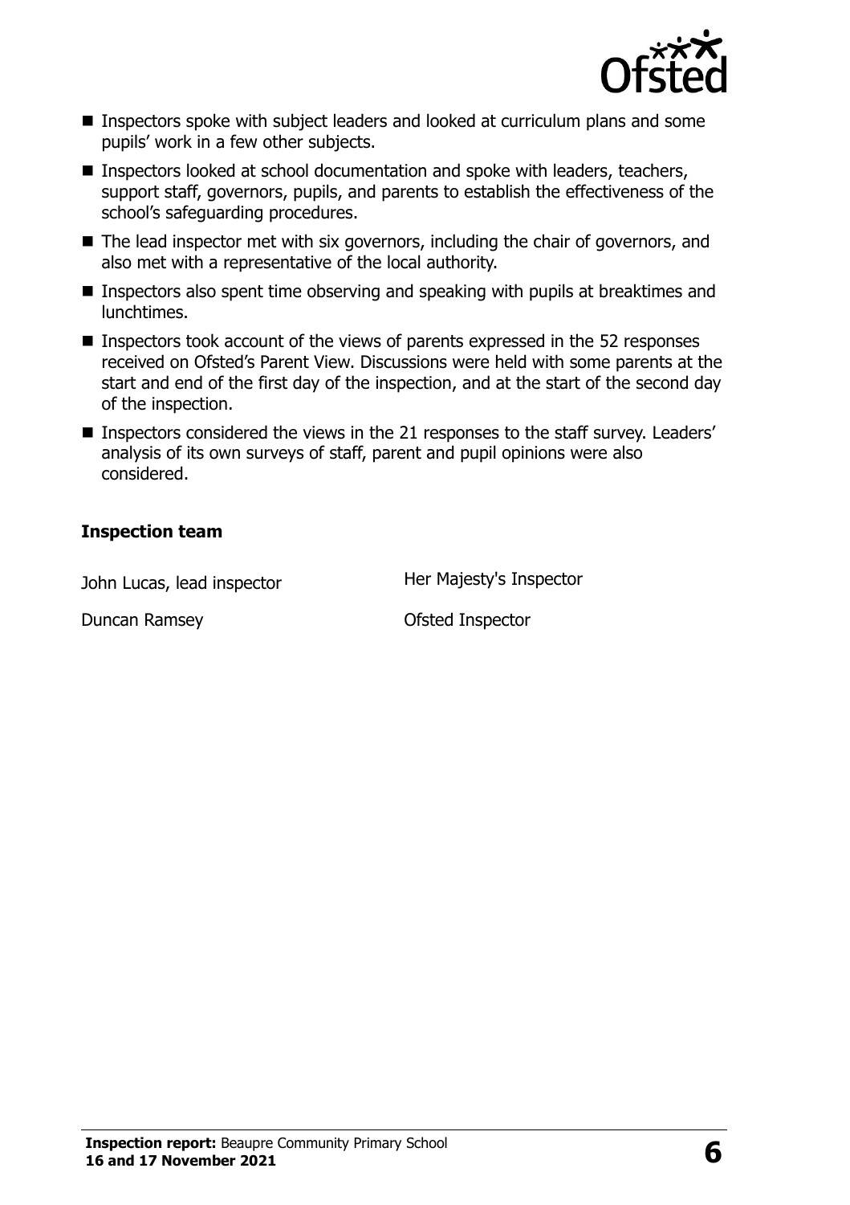- Inspectors spoke with subject leaders and looked at curriculum plans and some pupils' work in a few other subjects.
- Inspectors looked at school documentation and spoke with leaders, teachers, support staff, governors, pupils, and parents to establish the effectiveness of the school's safeguarding procedures.
- The lead inspector met with six governors, including the chair of governors, and also met with a representative of the local authority.
- Inspectors also spent time observing and speaking with pupils at breaktimes and lunchtimes.
- Inspectors took account of the views of parents expressed in the 52 responses received on Ofsted's Parent View. Discussions were held with some parents at the start and end of the first day of the inspection, and at the start of the second day of the inspection.
- Inspectors considered the views in the 21 responses to the staff survey. Leaders' analysis of its own surveys of staff, parent and pupil opinions were also considered.

### Inspection team

| | |
|---|---|
| John Lucas, lead inspector | Her Majesty's Inspector |
| Duncan Ramsey | Ofsted Inspector |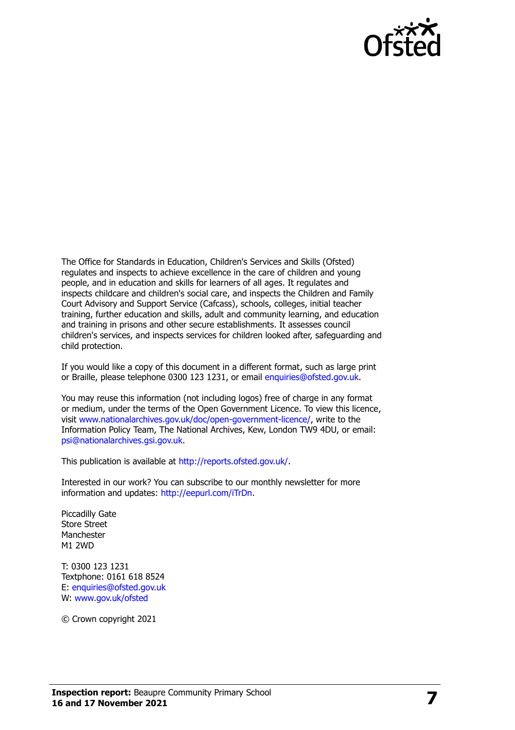The Office for Standards in Education, Children's Services and Skills (Ofsted) regulates and inspects to achieve excellence in the care of children and young people, and in education and skills for learners of all ages. It regulates and inspects childcare and children's social care, and inspects the Children and Family Court Advisory and Support Service (Cafcass), schools, colleges, initial teacher training, further education and skills, adult and community learning, and education and training in prisons and other secure establishments. It assesses council children's services, and inspects services for children looked after, safeguarding and child protection.

If you would like a copy of this document in a different format, such as large print or Braille, please telephone 0300 123 1231, or email enquiries@ofsted.gov.uk.

You may reuse this information (not including logos) free of charge in any format or medium, under the terms of the Open Government Licence. To view this licence, visit www.nationalarchives.gov.uk/doc/open-government-licence/, write to the Information Policy Team, The National Archives, Kew, London TW9 4DU, or email: psi@nationalarchives.gsi.gov.uk.

This publication is available at http://reports.ofsted.gov.uk/.

Interested in our work? You can subscribe to our monthly newsletter for more information and updates: http://eepurl.com/iTrDn.

Piccadilly Gate  
Store Street  
Manchester  
M1 2WD

T: 0300 123 1231  
Textphone: 0161 618 8524  
E: enquiries@ofsted.gov.uk  
W: www.gov.uk/ofsted

© Crown copyright 2021